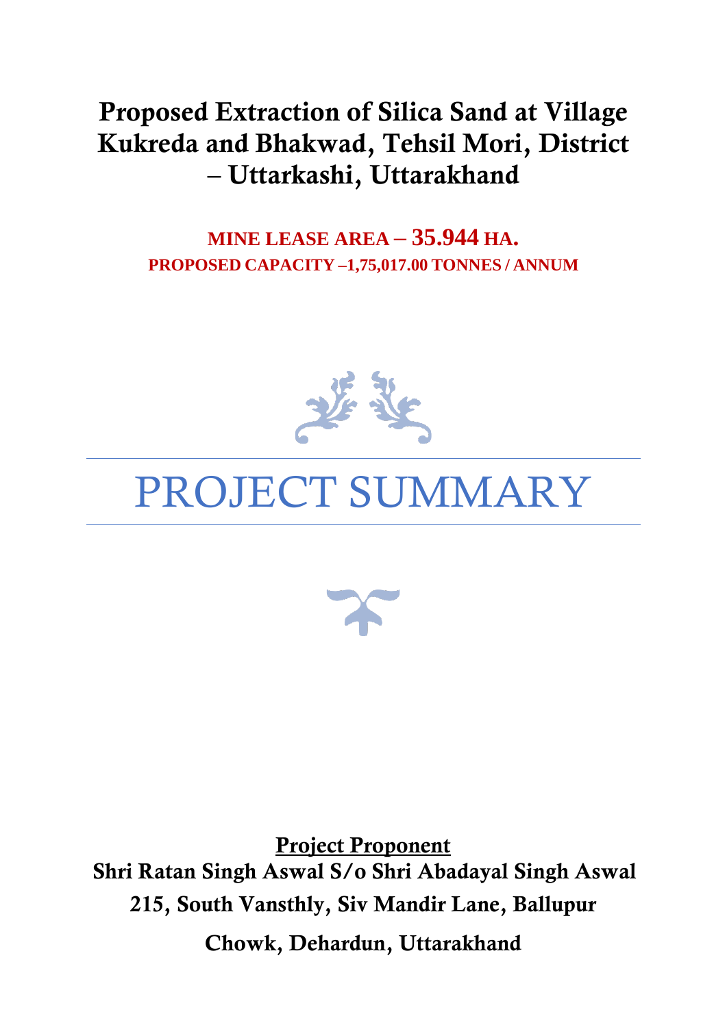# Proposed Extraction of Silica Sand at Village Kukreda and Bhakwad, Tehsil Mori, District – Uttarkashi, Uttarakhand

**MINE LEASE AREA – 35.944 HA.**

**PROPOSED CAPACITY –1,75,017.00 TONNES / ANNUM**

# PROJECT SUMMARY

**Project Proponent**

**Shri Ratan Singh Aswal S/o Shri Abadayal Singh Aswal**

**215, South Vansthly, Siv Mandir Lane, Ballupur Chowk, Dehardun, Uttarakhand**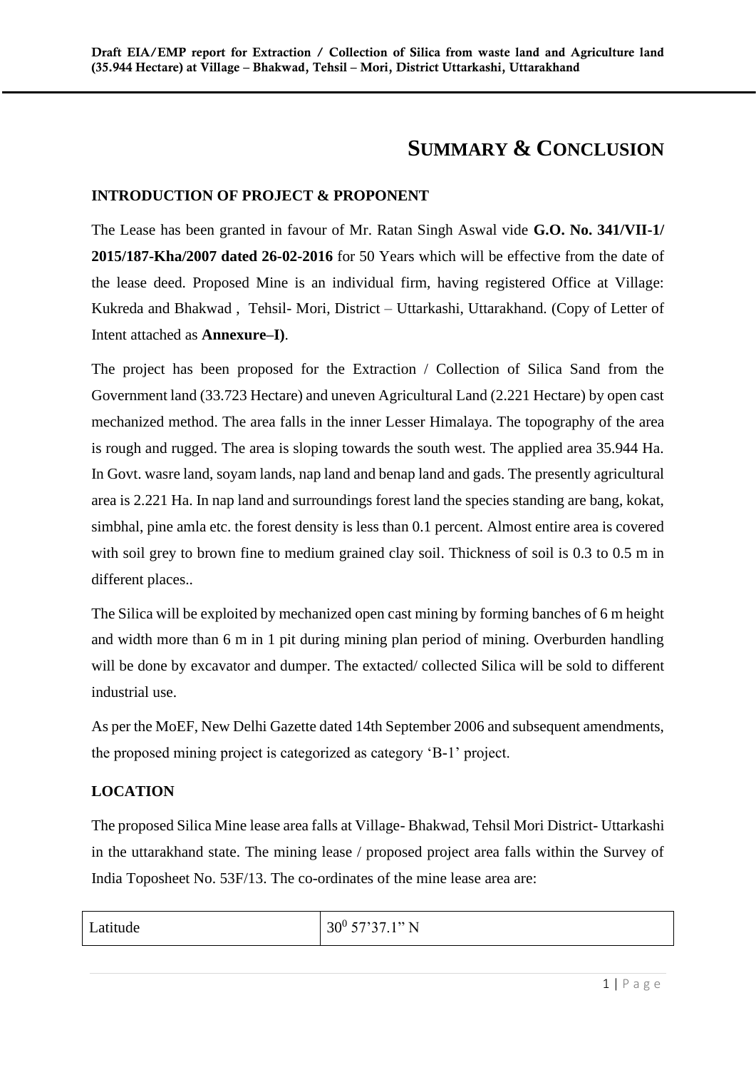# SUMMARY & CONCLUSION

## INTRODUCTION OF PROJECT & PROPONENT

The Lease has been granted in favour of Mr. Ratan Singh Aswal vide **G.O. No. 341/VII-1/ 2015/187-Kha/2007 dated 26-02-2016** for 50 Years which will be effective from the date of the lease deed. Proposed Mine is an individual firm, having registered Office at Village: Kukreda and Bhakwad , Tehsil- Mori, District – Uttarkashi, Uttarakhand. (Copy of Letter of Intent attached as **Annexure–I)**.

The project has been proposed for the Extraction / Collection of Silica Sand from the Government land (33.723 Hectare) and uneven Agricultural Land (2.221 Hectare) by open cast mechanized method. The area falls in the inner Lesser Himalaya. The topography of the area is rough and rugged. The area is sloping towards the south west. The applied area 35.944 Ha. In Govt. wasre land, soyam lands, nap land and benap land and gads. The presently agricultural area is 2.221 Ha. In nap land and surroundings forest land the species standing are bang, kokat, simbhal, pine amla etc. the forest density is less than 0.1 percent. Almost entire area is covered with soil grey to brown fine to medium grained clay soil. Thickness of soil is 0.3 to 0.5 m in different places..

The Silica will be exploited by mechanized open cast mining by forming banches of 6 m height and width more than 6 m in 1 pit during mining plan period of mining. Overburden handling will be done by excavator and dumper. The extacted/ collected Silica will be sold to different industrial use.

As per the MoEF, New Delhi Gazette dated 14th September 2006 and subsequent amendments, the proposed mining project is categorized as category 'B-1' project.

## LOCATION

The proposed Silica Mine lease area falls at Village- Bhakwad, Tehsil Mori District- Uttarkashi in the uttarakhand state. The mining lease / proposed project area falls within the Survey of India Toposheet No. 53F/13. The co-ordinates of the mine lease area are:

| Latitude | $30^0$ 57'37.1" N |
|---|---|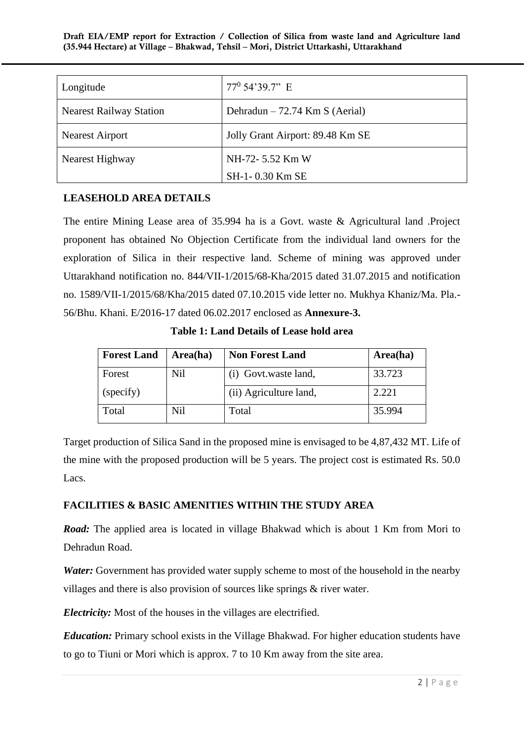| Longitude | $77^0$ 54'39.7" E |
|---|---|
| Nearest Railway Station | Dehradun – 72.74 Km S (Aerial) |
| Nearest Airport | Jolly Grant Airport: 89.48 Km SE |
| Nearest Highway | NH-72- 5.52 Km W<br>SH-1- 0.30 Km SE |

**LEASEHOLD AREA DETAILS**

The entire Mining Lease area of 35.994 ha is a Govt. waste & Agricultural land .Project proponent has obtained No Objection Certificate from the individual land owners for the exploration of Silica in their respective land. Scheme of mining was approved under Uttarakhand notification no. 844/VII-1/2015/68-Kha/2015 dated 31.07.2015 and notification no. 1589/VII-1/2015/68/Kha/2015 dated 07.10.2015 vide letter no. Mukhya Khaniz/Ma. Pla.-56/Bhu. Khani. E/2016-17 dated 06.02.2017 enclosed as **Annexure-3.**

**Table 1: Land Details of Lease hold area**

| Forest Land | Area(ha) | Non Forest Land | Area(ha) |
|---|---|---|---|
| Forest (specify) | Nil | (i) Govt.waste land, | 33.723 |
| | | (ii) Agriculture land, | 2.221 |
| Total | Nil | Total | 35.994 |

Target production of Silica Sand in the proposed mine is envisaged to be 4,87,432 MT. Life of the mine with the proposed production will be 5 years. The project cost is estimated Rs. 50.0 Lacs.

**FACILITIES & BASIC AMENITIES WITHIN THE STUDY AREA**

***Road:*** The applied area is located in village Bhakwad which is about 1 Km from Mori to Dehradun Road.

***Water:*** Government has provided water supply scheme to most of the household in the nearby villages and there is also provision of sources like springs & river water.

***Electricity:*** Most of the houses in the villages are electrified.

***Education:*** Primary school exists in the Village Bhakwad. For higher education students have to go to Tiuni or Mori which is approx. 7 to 10 Km away from the site area.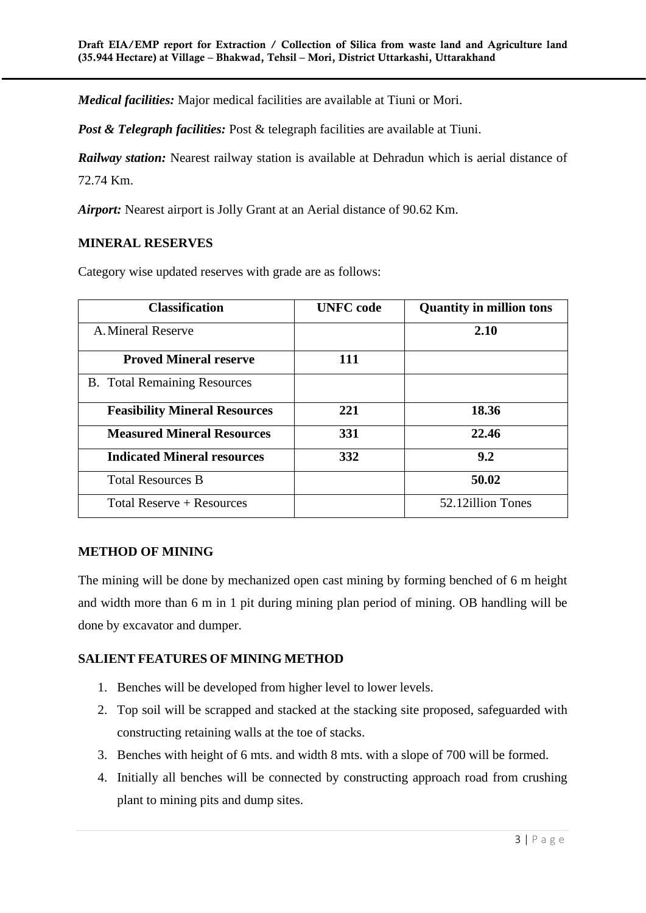***Medical facilities:*** Major medical facilities are available at Tiuni or Mori.

***Post & Telegraph facilities:*** Post & telegraph facilities are available at Tiuni.

***Railway station:*** Nearest railway station is available at Dehradun which is aerial distance of 72.74 Km.

***Airport:*** Nearest airport is Jolly Grant at an Aerial distance of 90.62 Km.

## MINERAL RESERVES

Category wise updated reserves with grade are as follows:

| Classification | UNFC code | Quantity in million tons |
|---|---|---|
| A. Mineral Reserve | | **2.10** |
| **Proved Mineral reserve** | **111** | |
| B. Total Remaining Resources | | |
| **Feasibility Mineral Resources** | **221** | **18.36** |
| **Measured Mineral Resources** | **331** | **22.46** |
| **Indicated Mineral resources** | **332** | **9.2** |
| Total Resources B | | **50.02** |
| Total Reserve + Resources | | 52.12illion Tones |

## METHOD OF MINING

The mining will be done by mechanized open cast mining by forming benched of 6 m height and width more than 6 m in 1 pit during mining plan period of mining. OB handling will be done by excavator and dumper.

## SALIENT FEATURES OF MINING METHOD

1. Benches will be developed from higher level to lower levels.
2. Top soil will be scrapped and stacked at the stacking site proposed, safeguarded with constructing retaining walls at the toe of stacks.
3. Benches with height of 6 mts. and width 8 mts. with a slope of 700 will be formed.
4. Initially all benches will be connected by constructing approach road from crushing plant to mining pits and dump sites.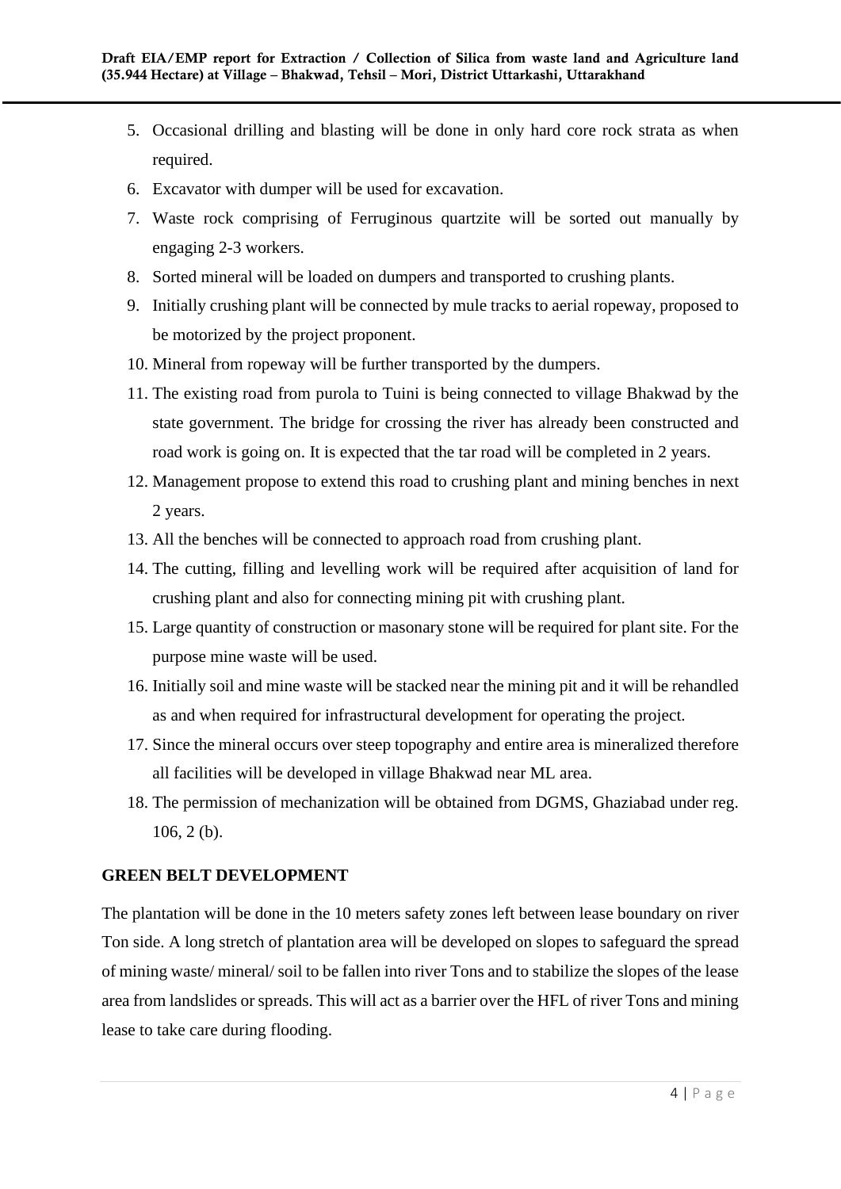5. Occasional drilling and blasting will be done in only hard core rock strata as when required.
6. Excavator with dumper will be used for excavation.
7. Waste rock comprising of Ferruginous quartzite will be sorted out manually by engaging 2-3 workers.
8. Sorted mineral will be loaded on dumpers and transported to crushing plants.
9. Initially crushing plant will be connected by mule tracks to aerial ropeway, proposed to be motorized by the project proponent.
10. Mineral from ropeway will be further transported by the dumpers.
11. The existing road from purola to Tuini is being connected to village Bhakwad by the state government. The bridge for crossing the river has already been constructed and road work is going on. It is expected that the tar road will be completed in 2 years.
12. Management propose to extend this road to crushing plant and mining benches in next 2 years.
13. All the benches will be connected to approach road from crushing plant.
14. The cutting, filling and levelling work will be required after acquisition of land for crushing plant and also for connecting mining pit with crushing plant.
15. Large quantity of construction or masonary stone will be required for plant site. For the purpose mine waste will be used.
16. Initially soil and mine waste will be stacked near the mining pit and it will be rehandled as and when required for infrastructural development for operating the project.
17. Since the mineral occurs over steep topography and entire area is mineralized therefore all facilities will be developed in village Bhakwad near ML area.
18. The permission of mechanization will be obtained from DGMS, Ghaziabad under reg. 106, 2 (b).

## GREEN BELT DEVELOPMENT

The plantation will be done in the 10 meters safety zones left between lease boundary on river Ton side. A long stretch of plantation area will be developed on slopes to safeguard the spread of mining waste/ mineral/ soil to be fallen into river Tons and to stabilize the slopes of the lease area from landslides or spreads. This will act as a barrier over the HFL of river Tons and mining lease to take care during flooding.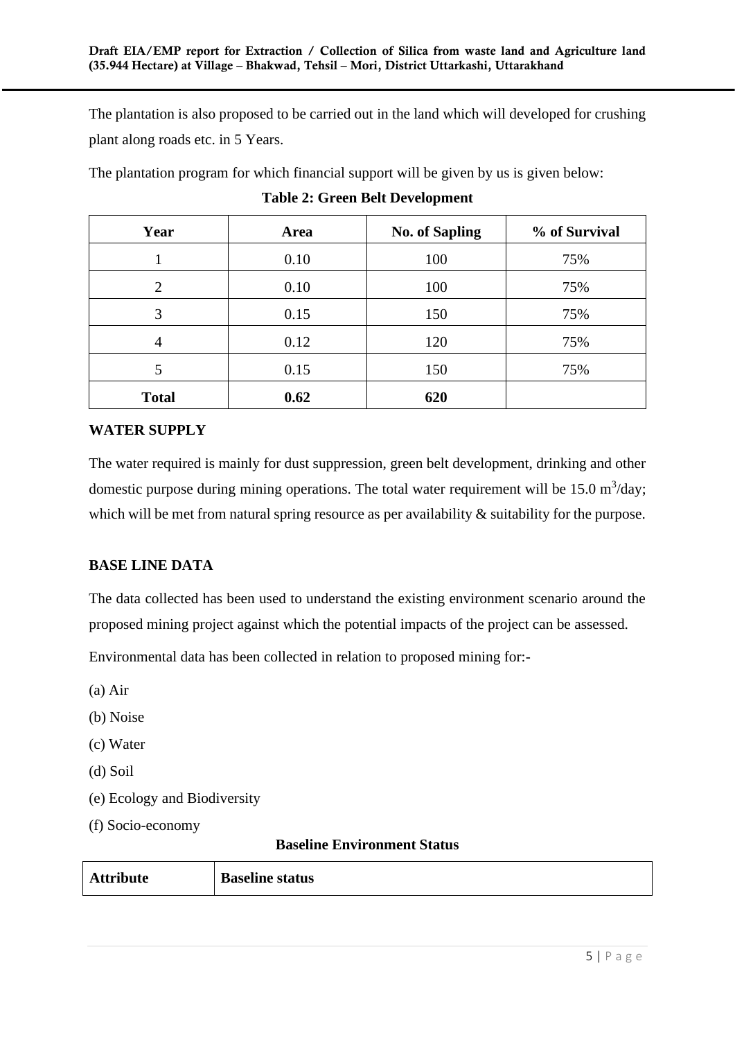The plantation is also proposed to be carried out in the land which will developed for crushing plant along roads etc. in 5 Years.

The plantation program for which financial support will be given by us is given below:

**Table 2: Green Belt Development**

| Year | Area | No. of Sapling | % of Survival |
|---|---|---|---|
| 1 | 0.10 | 100 | 75% |
| 2 | 0.10 | 100 | 75% |
| 3 | 0.15 | 150 | 75% |
| 4 | 0.12 | 120 | 75% |
| 5 | 0.15 | 150 | 75% |
| **Total** | **0.62** | **620** | |

**WATER SUPPLY**

The water required is mainly for dust suppression, green belt development, drinking and other domestic purpose during mining operations. The total water requirement will be 15.0 $m^3$/day; which will be met from natural spring resource as per availability & suitability for the purpose.

**BASE LINE DATA**

The data collected has been used to understand the existing environment scenario around the proposed mining project against which the potential impacts of the project can be assessed.

Environmental data has been collected in relation to proposed mining for:-

(a) Air

(b) Noise

(c) Water

(d) Soil

(e) Ecology and Biodiversity

(f) Socio-economy

**Baseline Environment Status**

| Attribute | Baseline status |
|---|---|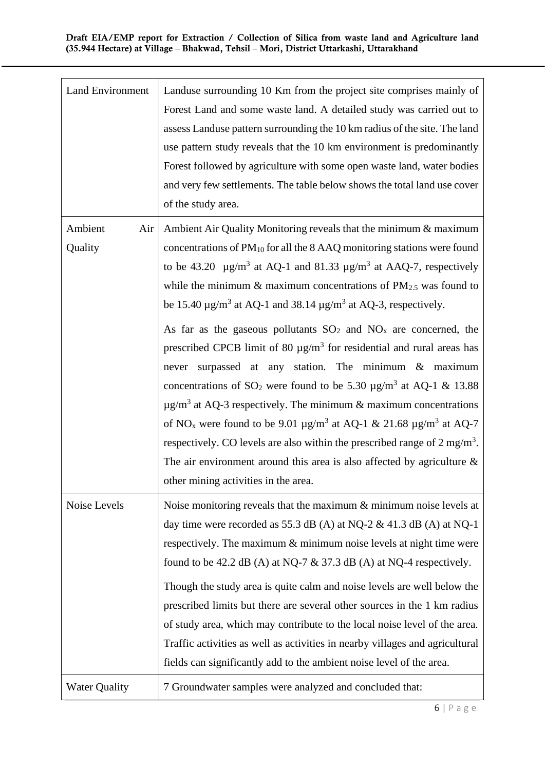| Land Environment | Landuse surrounding 10 Km from the project site comprises mainly of Forest Land and some waste land. A detailed study was carried out to assess Landuse pattern surrounding the 10 km radius of the site. The land use pattern study reveals that the 10 km environment is predominantly Forest followed by agriculture with some open waste land, water bodies and very few settlements. The table below shows the total land use cover of the study area. |
|---|---|
| Ambient Air Quality | Ambient Air Quality Monitoring reveals that the minimum & maximum concentrations of $PM_{10}$ for all the 8 AAQ monitoring stations were found to be 43.20 µg/$m^3$ at AQ-1 and 81.33 µg/$m^3$ at AAQ-7, respectively while the minimum & maximum concentrations of $PM_{2.5}$ was found to be 15.40 µg/$m^3$ at AQ-1 and 38.14 µg/$m^3$ at AQ-3, respectively.<br><br>As far as the gaseous pollutants $SO_2$ and $NO_x$ are concerned, the prescribed CPCB limit of 80 µg/$m^3$ for residential and rural areas has never surpassed at any station. The minimum & maximum concentrations of $SO_2$ were found to be 5.30 µg/$m^3$ at AQ-1 & 13.88 µg/$m^3$ at AQ-3 respectively. The minimum & maximum concentrations of $NO_x$ were found to be 9.01 µg/$m^3$ at AQ-1 & 21.68 µg/$m^3$ at AQ-7 respectively. CO levels are also within the prescribed range of 2 mg/$m^3$. The air environment around this area is also affected by agriculture & other mining activities in the area. |
| Noise Levels | Noise monitoring reveals that the maximum & minimum noise levels at day time were recorded as 55.3 dB (A) at NQ-2 & 41.3 dB (A) at NQ-1 respectively. The maximum & minimum noise levels at night time were found to be 42.2 dB (A) at NQ-7 & 37.3 dB (A) at NQ-4 respectively.<br><br>Though the study area is quite calm and noise levels are well below the prescribed limits but there are several other sources in the 1 km radius of study area, which may contribute to the local noise level of the area. Traffic activities as well as activities in nearby villages and agricultural fields can significantly add to the ambient noise level of the area. |
| Water Quality | 7 Groundwater samples were analyzed and concluded that: |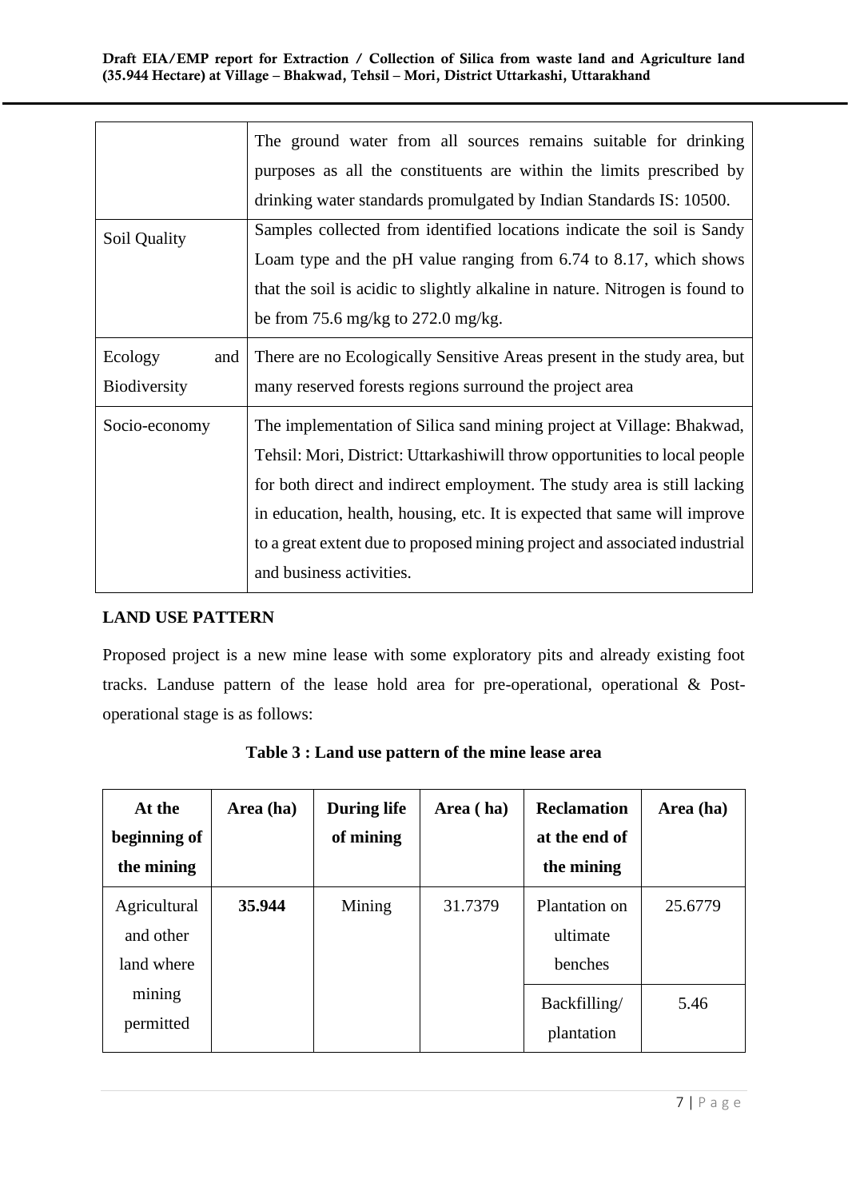| | |
|---|---|
| | The ground water from all sources remains suitable for drinking purposes as all the constituents are within the limits prescribed by drinking water standards promulgated by Indian Standards IS: 10500. |
| Soil Quality | Samples collected from identified locations indicate the soil is Sandy Loam type and the pH value ranging from 6.74 to 8.17, which shows that the soil is acidic to slightly alkaline in nature. Nitrogen is found to be from 75.6 mg/kg to 272.0 mg/kg. |
| Ecology and Biodiversity | There are no Ecologically Sensitive Areas present in the study area, but many reserved forests regions surround the project area |
| Socio-economy | The implementation of Silica sand mining project at Village: Bhakwad, Tehsil: Mori, District: Uttarkashiwill throw opportunities to local people for both direct and indirect employment. The study area is still lacking in education, health, housing, etc. It is expected that same will improve to a great extent due to proposed mining project and associated industrial and business activities. |

**LAND USE PATTERN**

Proposed project is a new mine lease with some exploratory pits and already existing foot tracks. Landuse pattern of the lease hold area for pre-operational, operational & Post-operational stage is as follows:

**Table 3 : Land use pattern of the mine lease area**

| At the beginning of the mining | Area (ha) | During life of mining | Area ( ha) | Reclamation at the end of the mining | Area (ha) |
|---|---|---|---|---|---|
| Agricultural and other land where mining permitted | **35.944** | Mining | 31.7379 | Plantation on ultimate benches | 25.6779 |
| | | | | Backfilling/ plantation | 5.46 |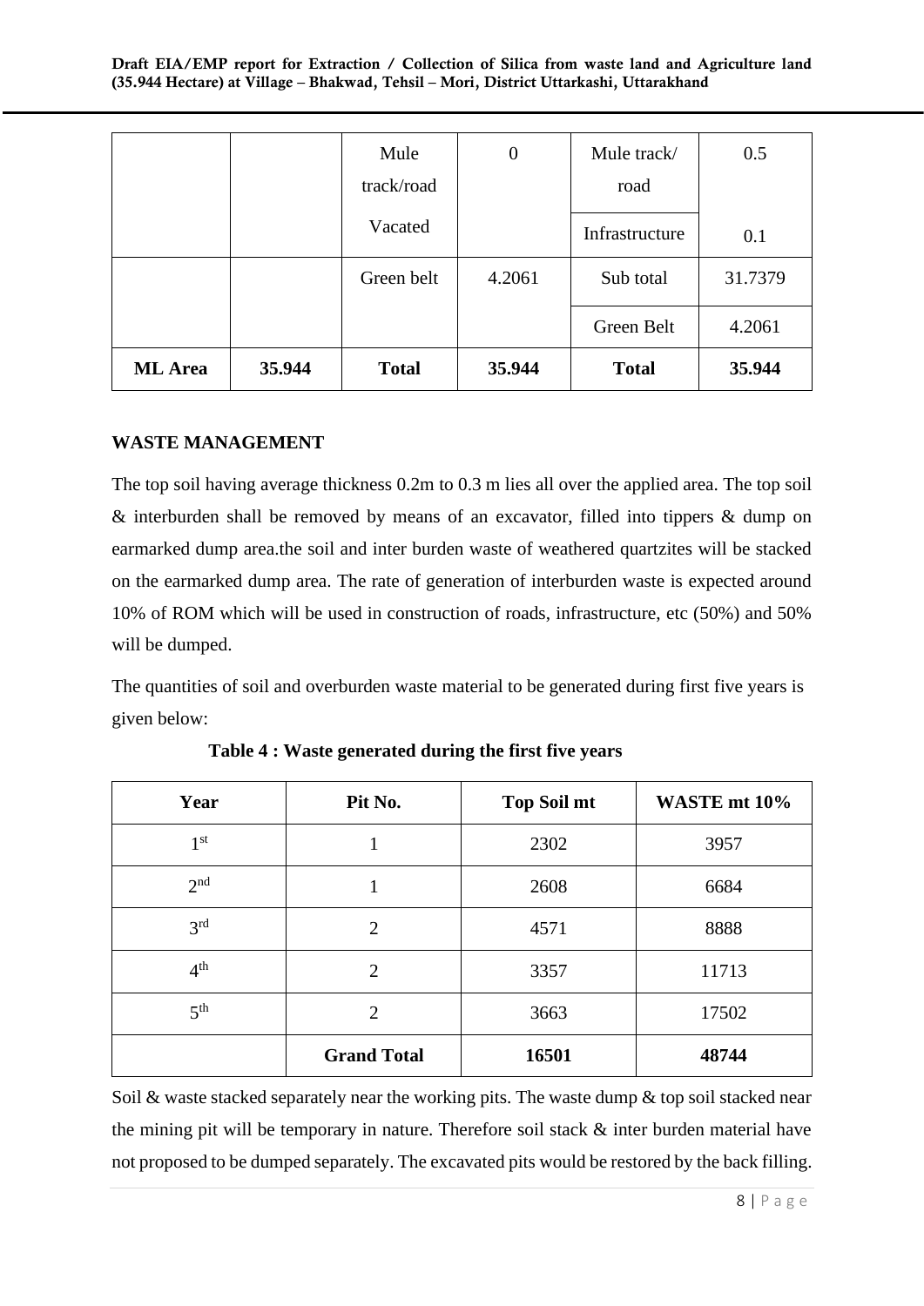| | | Mule track/road | 0 | Mule track/ road | 0.5 |
|---|---|---|---|---|---|
| | | Vacated | | Infrastructure | 0.1 |
| | | Green belt | 4.2061 | Sub total | 31.7379 |
| | | | | Green Belt | 4.2061 |
| **ML Area** | **35.944** | **Total** | **35.944** | **Total** | **35.944** |

**WASTE MANAGEMENT**

The top soil having average thickness 0.2m to 0.3 m lies all over the applied area. The top soil & interburden shall be removed by means of an excavator, filled into tippers & dump on earmarked dump area.the soil and inter burden waste of weathered quartzites will be stacked on the earmarked dump area. The rate of generation of interburden waste is expected around 10% of ROM which will be used in construction of roads, infrastructure, etc (50%) and 50% will be dumped.

The quantities of soil and overburden waste material to be generated during first five years is given below:

**Table 4 : Waste generated during the first five years**

| Year | Pit No. | Top Soil mt | WASTE mt 10% |
|---|---|---|---|
| 1st | 1 | 2302 | 3957 |
| 2nd | 1 | 2608 | 6684 |
| 3rd | 2 | 4571 | 8888 |
| 4th | 2 | 3357 | 11713 |
| 5th | 2 | 3663 | 17502 |
| | **Grand Total** | **16501** | **48744** |

Soil & waste stacked separately near the working pits. The waste dump & top soil stacked near the mining pit will be temporary in nature. Therefore soil stack & inter burden material have not proposed to be dumped separately. The excavated pits would be restored by the back filling.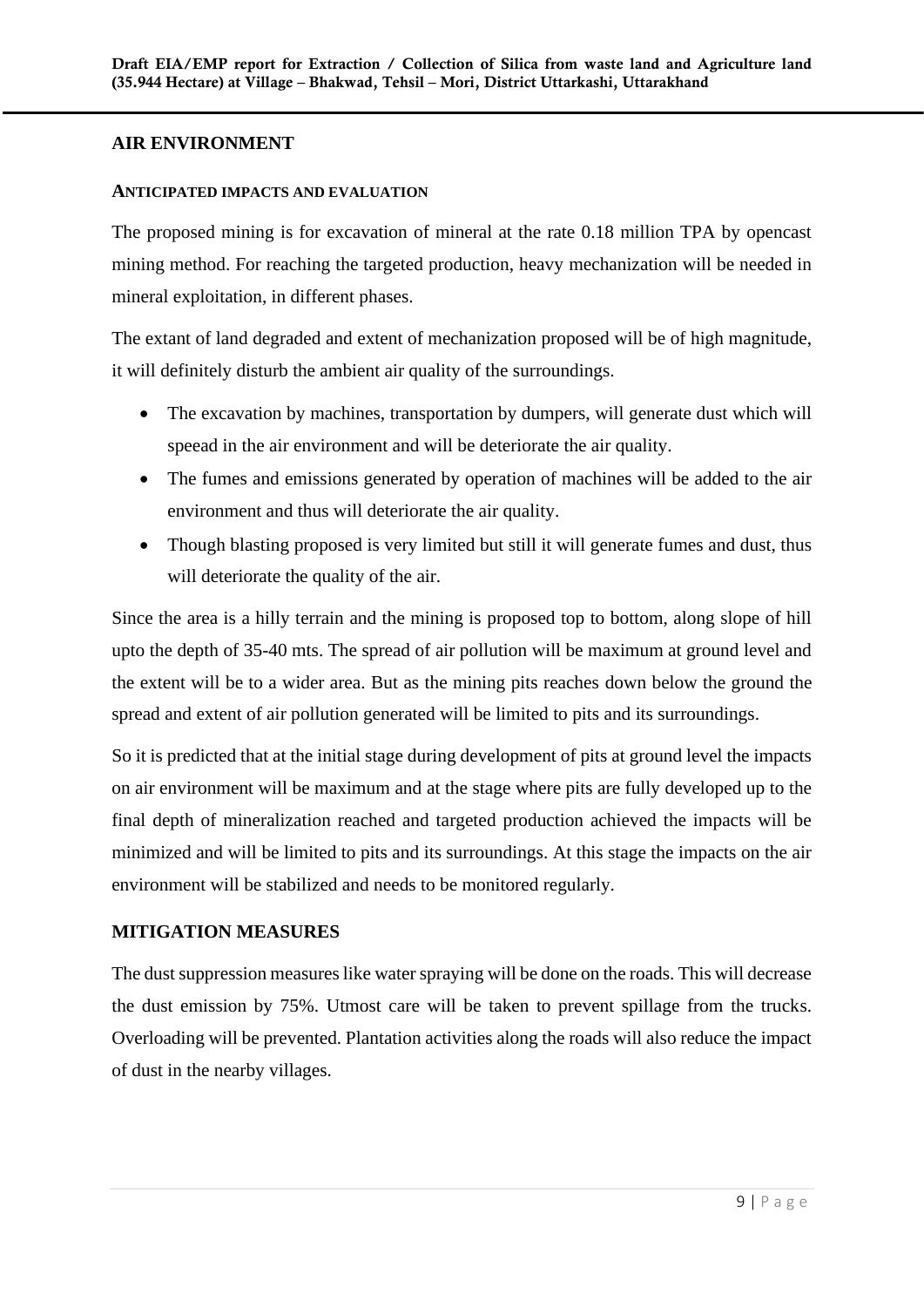## AIR ENVIRONMENT

### ANTICIPATED IMPACTS AND EVALUATION

The proposed mining is for excavation of mineral at the rate 0.18 million TPA by opencast mining method. For reaching the targeted production, heavy mechanization will be needed in mineral exploitation, in different phases.

The extant of land degraded and extent of mechanization proposed will be of high magnitude, it will definitely disturb the ambient air quality of the surroundings.

- The excavation by machines, transportation by dumpers, will generate dust which will speead in the air environment and will be deteriorate the air quality.
- The fumes and emissions generated by operation of machines will be added to the air environment and thus will deteriorate the air quality.
- Though blasting proposed is very limited but still it will generate fumes and dust, thus will deteriorate the quality of the air.

Since the area is a hilly terrain and the mining is proposed top to bottom, along slope of hill upto the depth of 35-40 mts. The spread of air pollution will be maximum at ground level and the extent will be to a wider area. But as the mining pits reaches down below the ground the spread and extent of air pollution generated will be limited to pits and its surroundings.

So it is predicted that at the initial stage during development of pits at ground level the impacts on air environment will be maximum and at the stage where pits are fully developed up to the final depth of mineralization reached and targeted production achieved the impacts will be minimized and will be limited to pits and its surroundings. At this stage the impacts on the air environment will be stabilized and needs to be monitored regularly.

## MITIGATION MEASURES

The dust suppression measures like water spraying will be done on the roads. This will decrease the dust emission by 75%. Utmost care will be taken to prevent spillage from the trucks. Overloading will be prevented. Plantation activities along the roads will also reduce the impact of dust in the nearby villages.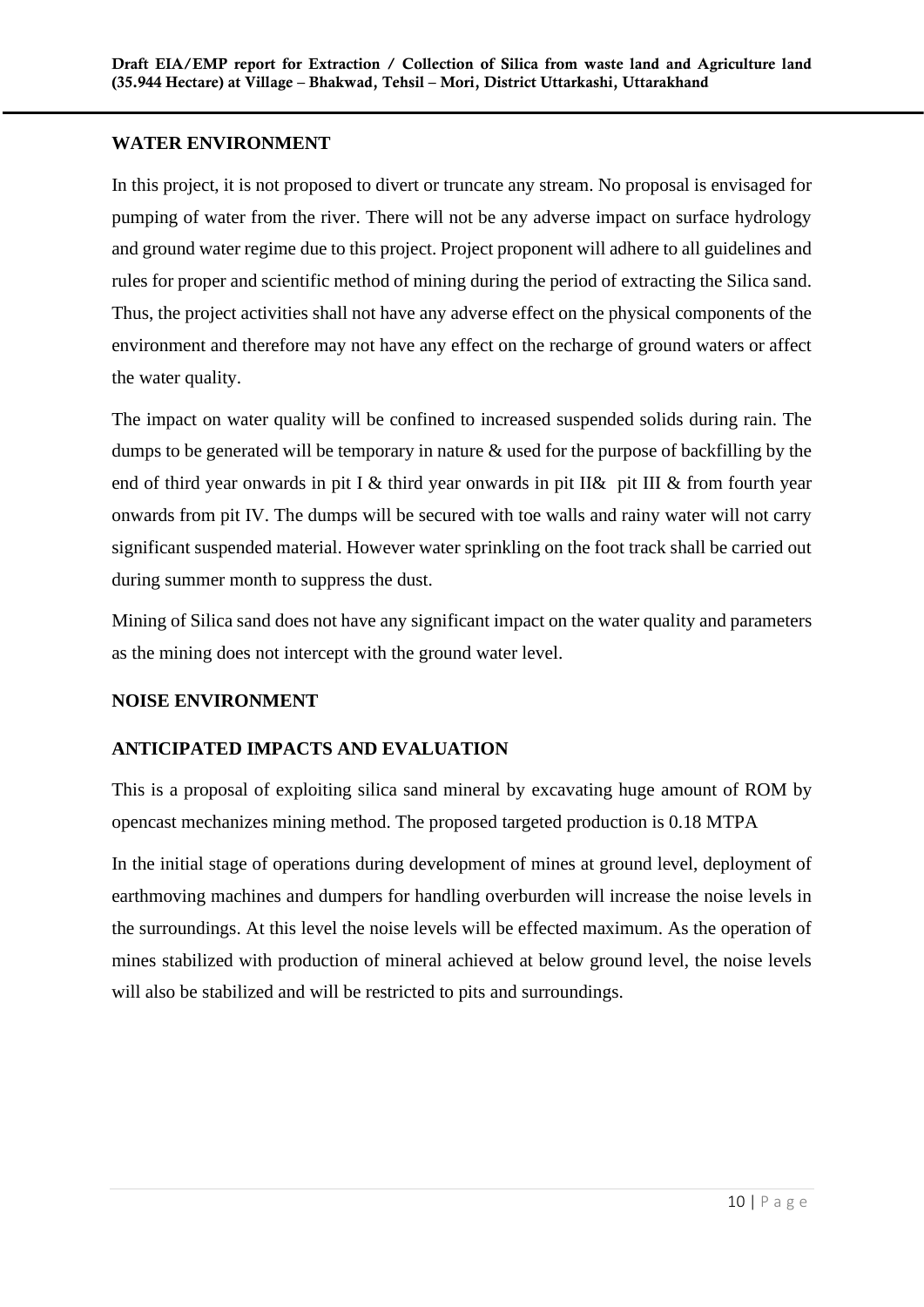## WATER ENVIRONMENT

In this project, it is not proposed to divert or truncate any stream. No proposal is envisaged for pumping of water from the river. There will not be any adverse impact on surface hydrology and ground water regime due to this project. Project proponent will adhere to all guidelines and rules for proper and scientific method of mining during the period of extracting the Silica sand. Thus, the project activities shall not have any adverse effect on the physical components of the environment and therefore may not have any effect on the recharge of ground waters or affect the water quality.

The impact on water quality will be confined to increased suspended solids during rain. The dumps to be generated will be temporary in nature & used for the purpose of backfilling by the end of third year onwards in pit I & third year onwards in pit II&  pit III & from fourth year onwards from pit IV. The dumps will be secured with toe walls and rainy water will not carry significant suspended material. However water sprinkling on the foot track shall be carried out during summer month to suppress the dust.

Mining of Silica sand does not have any significant impact on the water quality and parameters as the mining does not intercept with the ground water level.

## NOISE ENVIRONMENT

## ANTICIPATED IMPACTS AND EVALUATION

This is a proposal of exploiting silica sand mineral by excavating huge amount of ROM by opencast mechanizes mining method. The proposed targeted production is 0.18 MTPA

In the initial stage of operations during development of mines at ground level, deployment of earthmoving machines and dumpers for handling overburden will increase the noise levels in the surroundings. At this level the noise levels will be effected maximum. As the operation of mines stabilized with production of mineral achieved at below ground level, the noise levels will also be stabilized and will be restricted to pits and surroundings.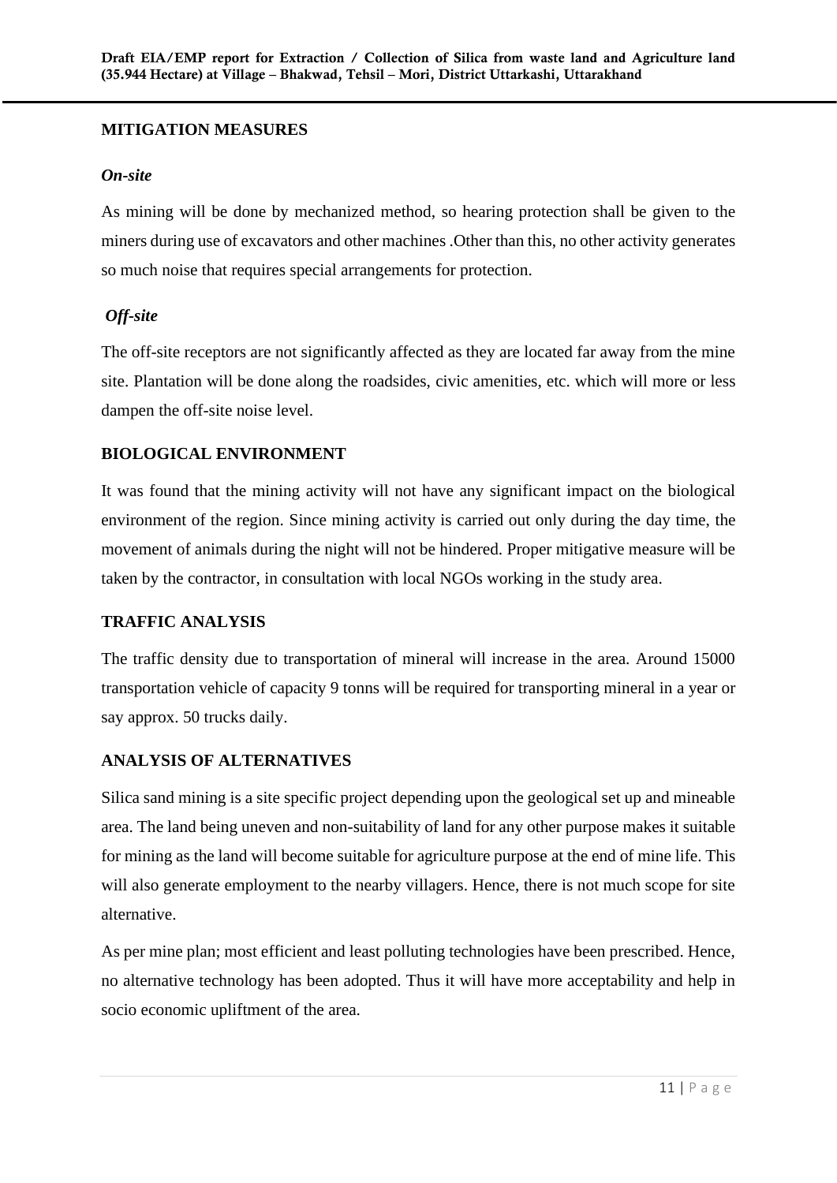## MITIGATION MEASURES

### *On-site*

As mining will be done by mechanized method, so hearing protection shall be given to the miners during use of excavators and other machines .Other than this, no other activity generates so much noise that requires special arrangements for protection.

### *Off-site*

The off-site receptors are not significantly affected as they are located far away from the mine site. Plantation will be done along the roadsides, civic amenities, etc. which will more or less dampen the off-site noise level.

## BIOLOGICAL ENVIRONMENT

It was found that the mining activity will not have any significant impact on the biological environment of the region. Since mining activity is carried out only during the day time, the movement of animals during the night will not be hindered. Proper mitigative measure will be taken by the contractor, in consultation with local NGOs working in the study area.

## TRAFFIC ANALYSIS

The traffic density due to transportation of mineral will increase in the area. Around 15000 transportation vehicle of capacity 9 tonns will be required for transporting mineral in a year or say approx. 50 trucks daily.

## ANALYSIS OF ALTERNATIVES

Silica sand mining is a site specific project depending upon the geological set up and mineable area. The land being uneven and non-suitability of land for any other purpose makes it suitable for mining as the land will become suitable for agriculture purpose at the end of mine life. This will also generate employment to the nearby villagers. Hence, there is not much scope for site alternative.

As per mine plan; most efficient and least polluting technologies have been prescribed. Hence, no alternative technology has been adopted. Thus it will have more acceptability and help in socio economic upliftment of the area.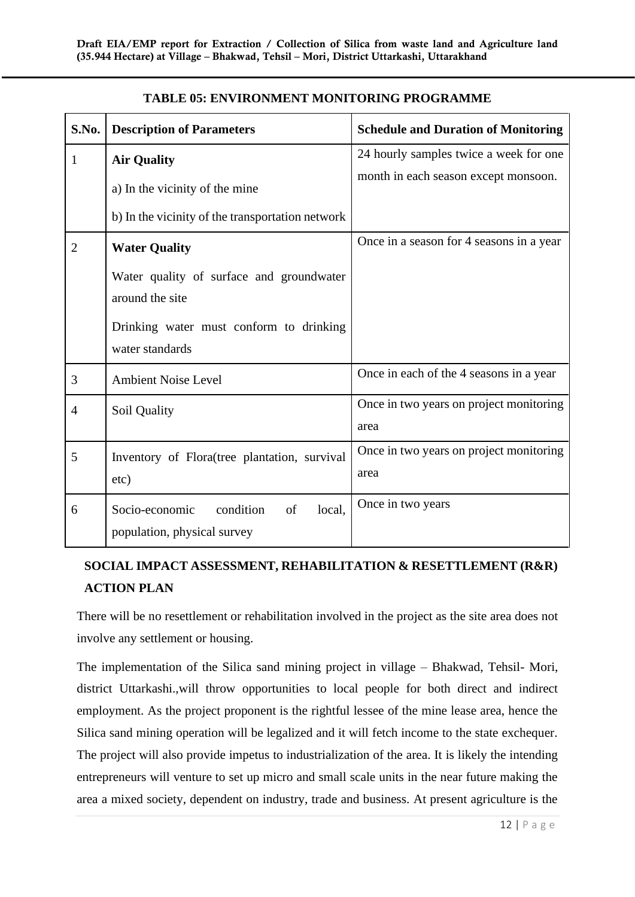**TABLE 05: ENVIRONMENT MONITORING PROGRAMME**

| S.No. | Description of Parameters | Schedule and Duration of Monitoring |
|---|---|---|
| 1 | **Air Quality**<br>a) In the vicinity of the mine<br>b) In the vicinity of the transportation network | 24 hourly samples twice a week for one month in each season except monsoon. |
| 2 | **Water Quality**<br>Water quality of surface and groundwater around the site<br>Drinking water must conform to drinking water standards | Once in a season for 4 seasons in a year |
| 3 | Ambient Noise Level | Once in each of the 4 seasons in a year |
| 4 | Soil Quality | Once in two years on project monitoring area |
| 5 | Inventory of Flora(tree plantation, survival etc) | Once in two years on project monitoring area |
| 6 | Socio-economic condition of local, population, physical survey | Once in two years |

## SOCIAL IMPACT ASSESSMENT, REHABILITATION & RESETTLEMENT (R&R) ACTION PLAN

There will be no resettlement or rehabilitation involved in the project as the site area does not involve any settlement or housing.

The implementation of the Silica sand mining project in village – Bhakwad, Tehsil- Mori, district Uttarkashi.,will throw opportunities to local people for both direct and indirect employment. As the project proponent is the rightful lessee of the mine lease area, hence the Silica sand mining operation will be legalized and it will fetch income to the state exchequer. The project will also provide impetus to industrialization of the area. It is likely the intending entrepreneurs will venture to set up micro and small scale units in the near future making the area a mixed society, dependent on industry, trade and business. At present agriculture is the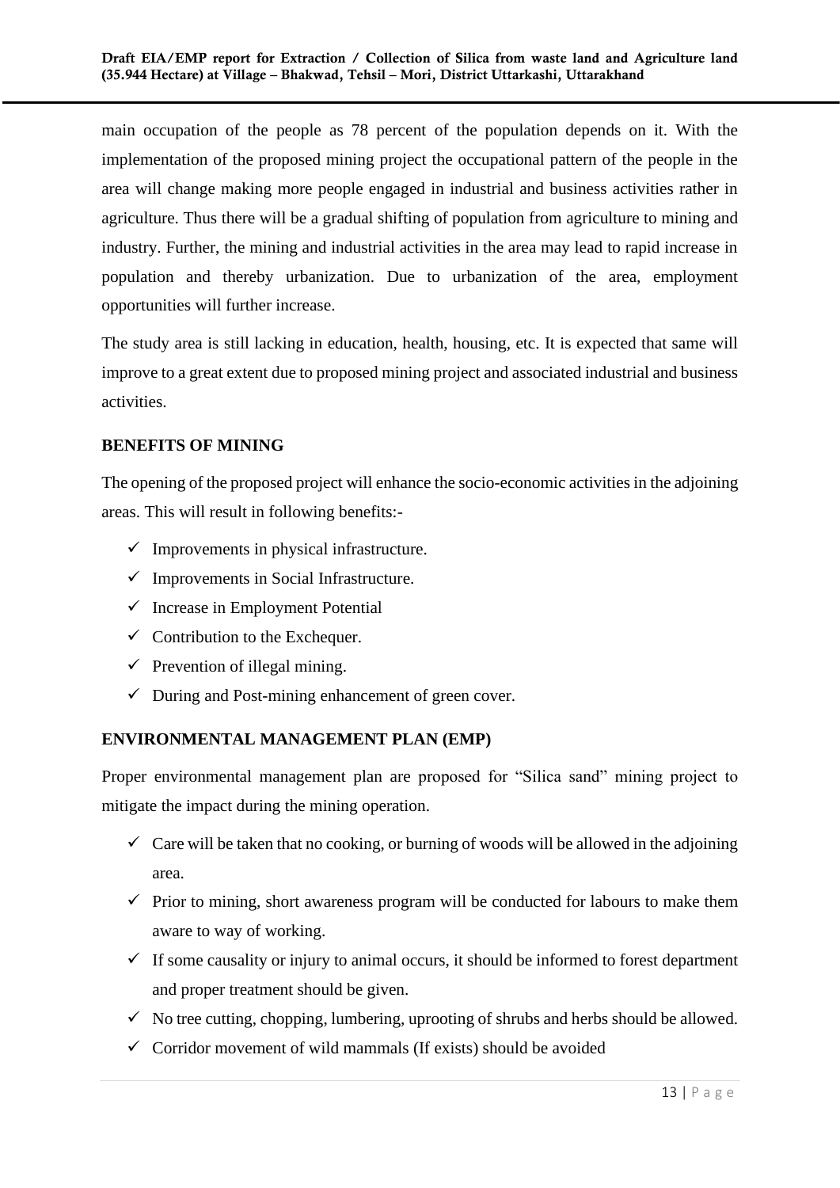main occupation of the people as 78 percent of the population depends on it. With the implementation of the proposed mining project the occupational pattern of the people in the area will change making more people engaged in industrial and business activities rather in agriculture. Thus there will be a gradual shifting of population from agriculture to mining and industry. Further, the mining and industrial activities in the area may lead to rapid increase in population and thereby urbanization. Due to urbanization of the area, employment opportunities will further increase.

The study area is still lacking in education, health, housing, etc. It is expected that same will improve to a great extent due to proposed mining project and associated industrial and business activities.

## BENEFITS OF MINING

The opening of the proposed project will enhance the socio-economic activities in the adjoining areas. This will result in following benefits:-

- ✓ Improvements in physical infrastructure.
- ✓ Improvements in Social Infrastructure.
- ✓ Increase in Employment Potential
- ✓ Contribution to the Exchequer.
- ✓ Prevention of illegal mining.
- ✓ During and Post-mining enhancement of green cover.

## ENVIRONMENTAL MANAGEMENT PLAN (EMP)

Proper environmental management plan are proposed for "Silica sand" mining project to mitigate the impact during the mining operation.

- ✓ Care will be taken that no cooking, or burning of woods will be allowed in the adjoining area.
- ✓ Prior to mining, short awareness program will be conducted for labours to make them aware to way of working.
- ✓ If some causality or injury to animal occurs, it should be informed to forest department and proper treatment should be given.
- ✓ No tree cutting, chopping, lumbering, uprooting of shrubs and herbs should be allowed.
- ✓ Corridor movement of wild mammals (If exists) should be avoided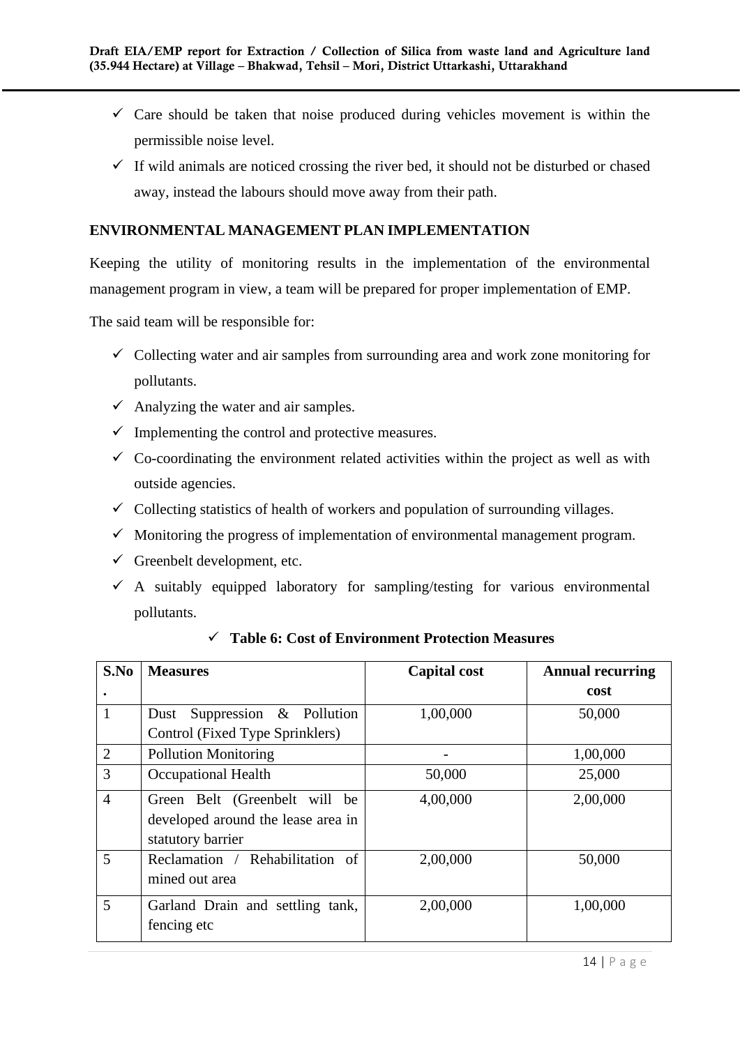- ✓ Care should be taken that noise produced during vehicles movement is within the permissible noise level.
- ✓ If wild animals are noticed crossing the river bed, it should not be disturbed or chased away, instead the labours should move away from their path.

**ENVIRONMENTAL MANAGEMENT PLAN IMPLEMENTATION**

Keeping the utility of monitoring results in the implementation of the environmental management program in view, a team will be prepared for proper implementation of EMP.

The said team will be responsible for:

- ✓ Collecting water and air samples from surrounding area and work zone monitoring for pollutants.
- ✓ Analyzing the water and air samples.
- ✓ Implementing the control and protective measures.
- ✓ Co-coordinating the environment related activities within the project as well as with outside agencies.
- ✓ Collecting statistics of health of workers and population of surrounding villages.
- ✓ Monitoring the progress of implementation of environmental management program.
- ✓ Greenbelt development, etc.
- ✓ A suitably equipped laboratory for sampling/testing for various environmental pollutants.

✓ **Table 6: Cost of Environment Protection Measures**

| S.No. | Measures | Capital cost | Annual recurring cost |
|---|---|---|---|
| 1 | Dust Suppression & Pollution Control (Fixed Type Sprinklers) | 1,00,000 | 50,000 |
| 2 | Pollution Monitoring | - | 1,00,000 |
| 3 | Occupational Health | 50,000 | 25,000 |
| 4 | Green Belt (Greenbelt will be developed around the lease area in statutory barrier | 4,00,000 | 2,00,000 |
| 5 | Reclamation / Rehabilitation of mined out area | 2,00,000 | 50,000 |
| 5 | Garland Drain and settling tank, fencing etc | 2,00,000 | 1,00,000 |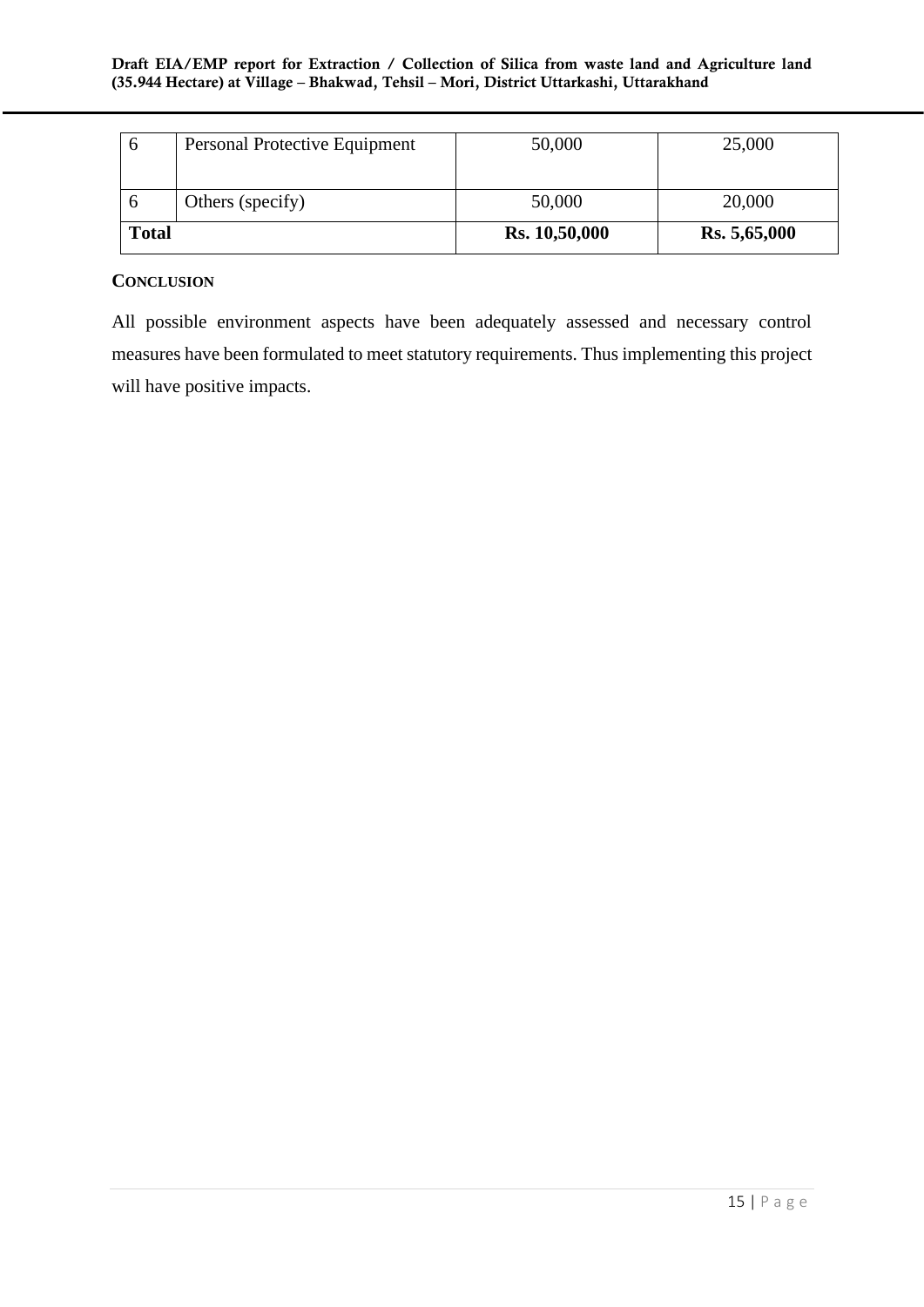| | | | |
|---|---|---|---|
| 6 | Personal Protective Equipment | 50,000 | 25,000 |
| 6 | Others (specify) | 50,000 | 20,000 |
| **Total** | | **Rs. 10,50,000** | **Rs. 5,65,000** |

**CONCLUSION**

All possible environment aspects have been adequately assessed and necessary control measures have been formulated to meet statutory requirements. Thus implementing this project will have positive impacts.